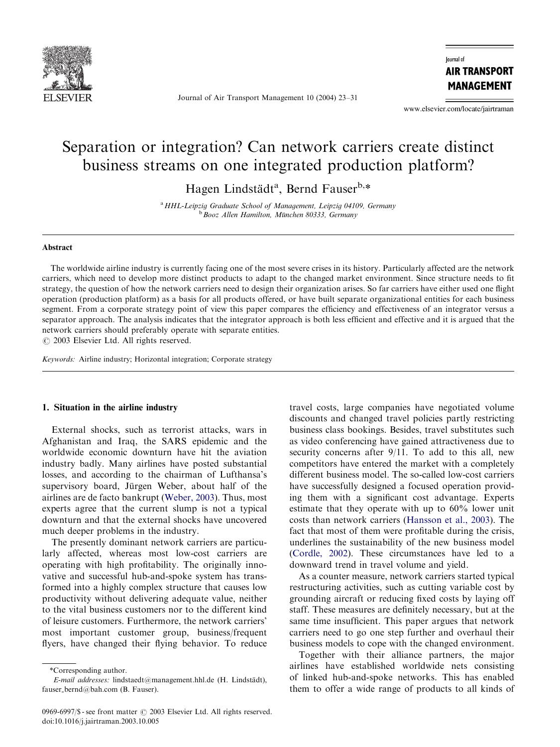# Separation or integration? Can network carriers create distinct business streams on one integrated production platform?

Hagen Lindstädt[a], Bernd Fauser[b,*]

[a] *HHL-Leipzig Graduate School of Management, Leipzig 04109, Germany*
[b] *Booz Allen Hamilton, München 80333, Germany*

## Abstract

The worldwide airline industry is currently facing one of the most severe crises in its history. Particularly affected are the network carriers, which need to develop more distinct products to adapt to the changed market environment. Since structure needs to fit strategy, the question of how the network carriers need to design their organization arises. So far carriers have either used one flight operation (production platform) as a basis for all products offered, or have built separate organizational entities for each business segment. From a corporate strategy point of view this paper compares the efficiency and effectiveness of an integrator versus a separator approach. The analysis indicates that the integrator approach is both less efficient and effective and it is argued that the network carriers should preferably operate with separate entities.
© 2003 Elsevier Ltd. All rights reserved.

*Keywords:* Airline industry; Horizontal integration; Corporate strategy

## 1. Situation in the airline industry

External shocks, such as terrorist attacks, wars in Afghanistan and Iraq, the SARS epidemic and the worldwide economic downturn have hit the aviation industry badly. Many airlines have posted substantial losses, and according to the chairman of Lufthansa's supervisory board, Jürgen Weber, about half of the airlines are de facto bankrupt (Weber, 2003). Thus, most experts agree that the current slump is not a typical downturn and that the external shocks have uncovered much deeper problems in the industry.

The presently dominant network carriers are particularly affected, whereas most low-cost carriers are operating with high profitability. The originally innovative and successful hub-and-spoke system has transformed into a highly complex structure that causes low productivity without delivering adequate value, neither to the vital business customers nor to the different kind of leisure customers. Furthermore, the network carriers' most important customer group, business/frequent flyers, have changed their flying behavior. To reduce travel costs, large companies have negotiated volume discounts and changed travel policies partly restricting business class bookings. Besides, travel substitutes such as video conferencing have gained attractiveness due to security concerns after 9/11. To add to this all, new competitors have entered the market with a completely different business model. The so-called low-cost carriers have successfully designed a focused operation providing them with a significant cost advantage. Experts estimate that they operate with up to 60% lower unit costs than network carriers (Hansson et al., 2003). The fact that most of them were profitable during the crisis, underlines the sustainability of the new business model (Cordle, 2002). These circumstances have led to a downward trend in travel volume and yield.

As a counter measure, network carriers started typical restructuring activities, such as cutting variable cost by grounding aircraft or reducing fixed costs by laying off staff. These measures are definitely necessary, but at the same time insufficient. This paper argues that network carriers need to go one step further and overhaul their business models to cope with the changed environment.

Together with their alliance partners, the major airlines have established worldwide nets consisting of linked hub-and-spoke networks. This has enabled them to offer a wide range of products to all kinds of

*Corresponding author.
*E-mail addresses:* lindstaedt@management.hhl.de (H. Lindstädt), fauser_bernd@bah.com (B. Fauser).

0969-6997/$ - see front matter © 2003 Elsevier Ltd. All rights reserved.
doi:10.1016/j.jairtraman.2003.10.005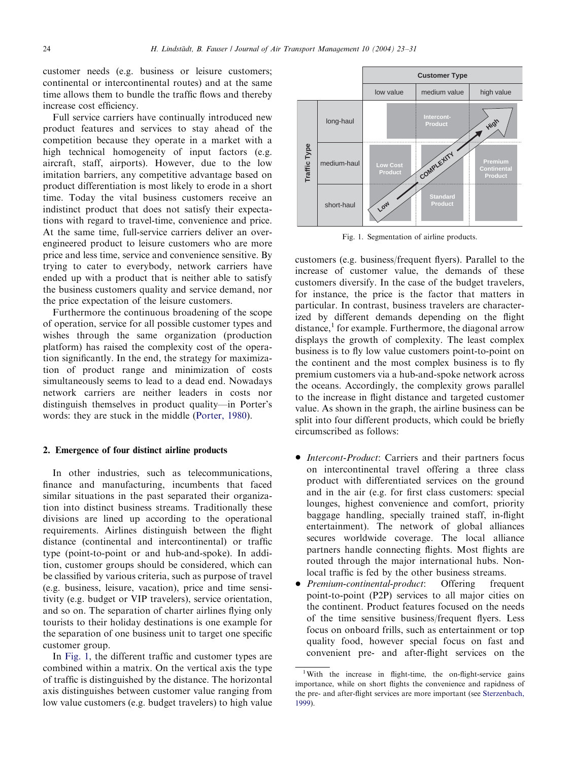customer needs (e.g. business or leisure customers; continental or intercontinental routes) and at the same time allows them to bundle the traffic flows and thereby increase cost efficiency.

Full service carriers have continually introduced new product features and services to stay ahead of the competition because they operate in a market with a high technical homogeneity of input factors (e.g. aircraft, staff, airports). However, due to the low imitation barriers, any competitive advantage based on product differentiation is most likely to erode in a short time. Today the vital business customers receive an indistinct product that does not satisfy their expectations with regard to travel-time, convenience and price. At the same time, full-service carriers deliver an over-engineered product to leisure customers who are more price and less time, service and convenience sensitive. By trying to cater to everybody, network carriers have ended up with a product that is neither able to satisfy the business customers quality and service demand, nor the price expectation of the leisure customers.

Furthermore the continuous broadening of the scope of operation, service for all possible customer types and wishes through the same organization (production platform) has raised the complexity cost of the operation significantly. In the end, the strategy for maximization of product range and minimization of costs simultaneously seems to lead to a dead end. Nowadays network carriers are neither leaders in costs nor distinguish themselves in product quality—in Porter's words: they are stuck in the middle (Porter, 1980).

## 2. Emergence of four distinct airline products

In other industries, such as telecommunications, finance and manufacturing, incumbents that faced similar situations in the past separated their organization into distinct business streams. Traditionally these divisions are lined up according to the operational requirements. Airlines distinguish between the flight distance (continental and intercontinental) or traffic type (point-to-point or and hub-and-spoke). In addition, customer groups should be considered, which can be classified by various criteria, such as purpose of travel (e.g. business, leisure, vacation), price and time sensitivity (e.g. budget or VIP travelers), service orientation, and so on. The separation of charter airlines flying only tourists to their holiday destinations is one example for the separation of one business unit to target one specific customer group.

In Fig. 1, the different traffic and customer types are combined within a matrix. On the vertical axis the type of traffic is distinguished by the distance. The horizontal axis distinguishes between customer value ranging from low value customers (e.g. budget travelers) to high value

Customer Type
low value
medium value
high value
Traffic Type
long-haul
medium-haul
short-haul
Intercont-Product
Low Cost Product
Standard Product
Premium Continental Product
Low
COMPLEXITY
High

Fig. 1. Segmentation of airline products.

customers (e.g. business/frequent flyers). Parallel to the increase of customer value, the demands of these customers diversify. In the case of the budget travelers, for instance, the price is the factor that matters in particular. In contrast, business travelers are characterized by different demands depending on the flight distance,[1] for example. Furthermore, the diagonal arrow displays the growth of complexity. The least complex business is to fly low value customers point-to-point on the continent and the most complex business is to fly premium customers via a hub-and-spoke network across the oceans. Accordingly, the complexity grows parallel to the increase in flight distance and targeted customer value. As shown in the graph, the airline business can be split into four different products, which could be briefly circumscribed as follows:

- *Intercont-Product*: Carriers and their partners focus on intercontinental travel offering a three class product with differentiated services on the ground and in the air (e.g. for first class customers: special lounges, highest convenience and comfort, priority baggage handling, specially trained staff, in-flight entertainment). The network of global alliances secures worldwide coverage. The local alliance partners handle connecting flights. Most flights are routed through the major international hubs. Non-local traffic is fed by the other business streams.
- *Premium-continental-product*: Offering frequent point-to-point (P2P) services to all major cities on the continent. Product features focused on the needs of the time sensitive business/frequent flyers. Less focus on onboard frills, such as entertainment or top quality food, however special focus on fast and convenient pre- and after-flight services on the

[1] With the increase in flight-time, the on-flight-service gains importance, while on short flights the convenience and rapidness of the pre- and after-flight services are more important (see Sterzenbach, 1999).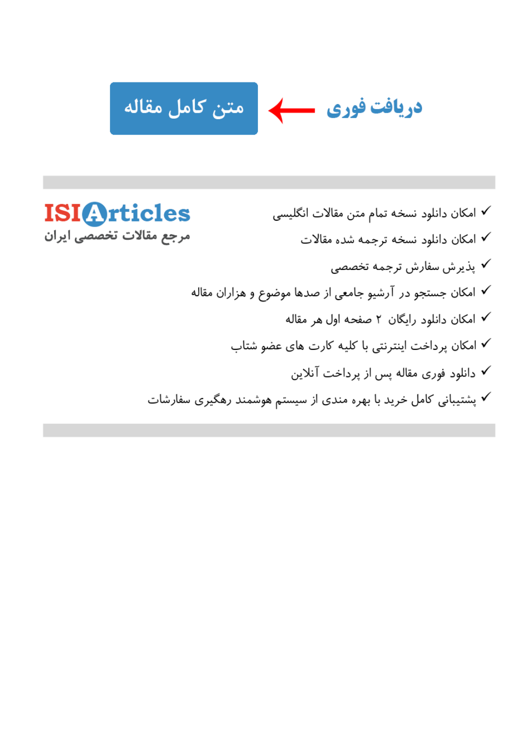متن کامل مقاله ← دریافت فوری

**ISIArticles**
مرجع مقالات تخصصی ایران

- ✓ امکان دانلود نسخه تمام متن مقالات انگلیسی
- ✓ امکان دانلود نسخه ترجمه شده مقالات
- ✓ پذیرش سفارش ترجمه تخصصی
- ✓ امکان جستجو در آرشیو جامعی از صدها موضوع و هزاران مقاله
- ✓ امکان دانلود رایگان ۲ صفحه اول هر مقاله
- ✓ امکان پرداخت اینترنتی با کلیه کارت های عضو شتاب
- ✓ دانلود فوری مقاله پس از پرداخت آنلاین
- ✓ پشتیبانی کامل خرید با بهره مندی از سیستم هوشمند رهگیری سفارشات